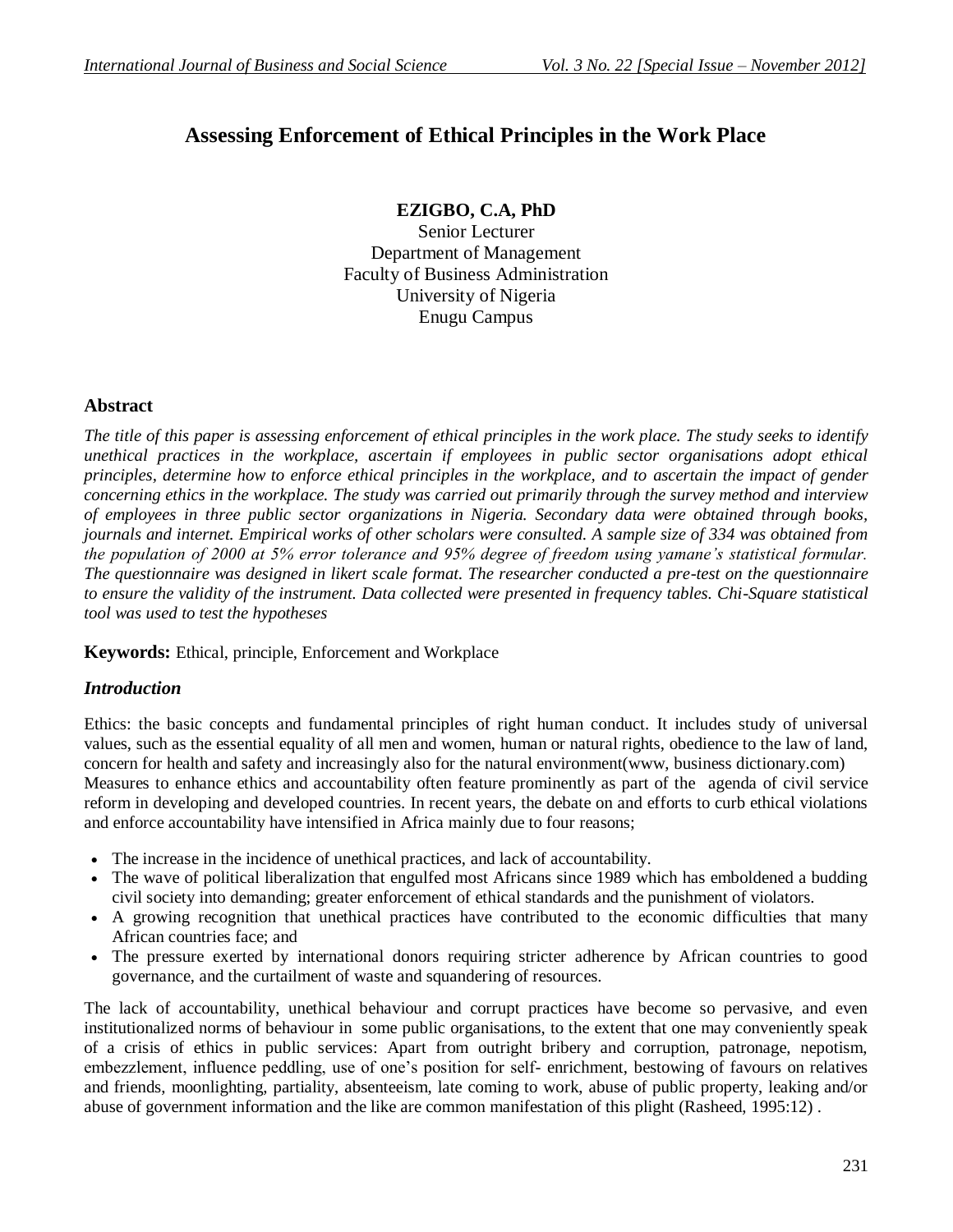# Assessing Enforcement of Ethical Principles in the Work Place

**EZIGBO, C.A, PhD**
Senior Lecturer
Department of Management
Faculty of Business Administration
University of Nigeria
Enugu Campus

## Abstract

*The title of this paper is assessing enforcement of ethical principles in the work place. The study seeks to identify unethical practices in the workplace, ascertain if employees in public sector organisations adopt ethical principles, determine how to enforce ethical principles in the workplace, and to ascertain the impact of gender concerning ethics in the workplace. The study was carried out primarily through the survey method and interview of employees in three public sector organizations in Nigeria. Secondary data were obtained through books, journals and internet. Empirical works of other scholars were consulted. A sample size of 334 was obtained from the population of 2000 at 5% error tolerance and 95% degree of freedom using yamane's statistical formular. The questionnaire was designed in likert scale format. The researcher conducted a pre-test on the questionnaire to ensure the validity of the instrument. Data collected were presented in frequency tables. Chi-Square statistical tool was used to test the hypotheses*

**Keywords:** Ethical, principle, Enforcement and Workplace

## *Introduction*

Ethics: the basic concepts and fundamental principles of right human conduct. It includes study of universal values, such as the essential equality of all men and women, human or natural rights, obedience to the law of land, concern for health and safety and increasingly also for the natural environment(www, business dictionary.com)
Measures to enhance ethics and accountability often feature prominently as part of the agenda of civil service reform in developing and developed countries. In recent years, the debate on and efforts to curb ethical violations and enforce accountability have intensified in Africa mainly due to four reasons;

- The increase in the incidence of unethical practices, and lack of accountability.
- The wave of political liberalization that engulfed most Africans since 1989 which has emboldened a budding civil society into demanding; greater enforcement of ethical standards and the punishment of violators.
- A growing recognition that unethical practices have contributed to the economic difficulties that many African countries face; and
- The pressure exerted by international donors requiring stricter adherence by African countries to good governance, and the curtailment of waste and squandering of resources.

The lack of accountability, unethical behaviour and corrupt practices have become so pervasive, and even institutionalized norms of behaviour in some public organisations, to the extent that one may conveniently speak of a crisis of ethics in public services: Apart from outright bribery and corruption, patronage, nepotism, embezzlement, influence peddling, use of one's position for self- enrichment, bestowing of favours on relatives and friends, moonlighting, partiality, absenteeism, late coming to work, abuse of public property, leaking and/or abuse of government information and the like are common manifestation of this plight (Rasheed, 1995:12) .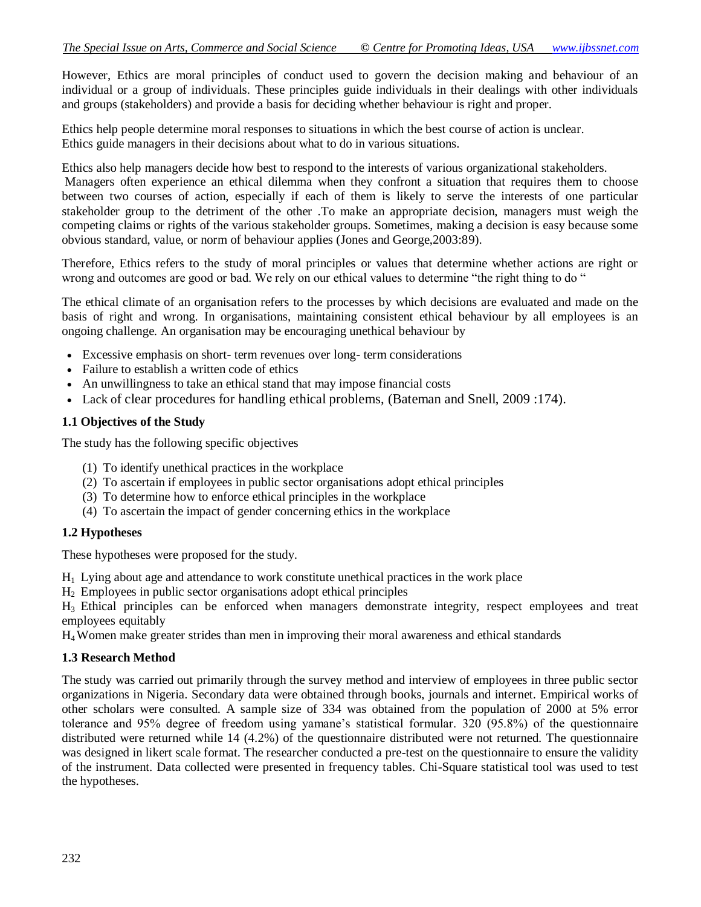However, Ethics are moral principles of conduct used to govern the decision making and behaviour of an individual or a group of individuals. These principles guide individuals in their dealings with other individuals and groups (stakeholders) and provide a basis for deciding whether behaviour is right and proper.

Ethics help people determine moral responses to situations in which the best course of action is unclear. Ethics guide managers in their decisions about what to do in various situations.

Ethics also help managers decide how best to respond to the interests of various organizational stakeholders. Managers often experience an ethical dilemma when they confront a situation that requires them to choose between two courses of action, especially if each of them is likely to serve the interests of one particular stakeholder group to the detriment of the other .To make an appropriate decision, managers must weigh the competing claims or rights of the various stakeholder groups. Sometimes, making a decision is easy because some obvious standard, value, or norm of behaviour applies (Jones and George,2003:89).

Therefore, Ethics refers to the study of moral principles or values that determine whether actions are right or wrong and outcomes are good or bad. We rely on our ethical values to determine "the right thing to do "

The ethical climate of an organisation refers to the processes by which decisions are evaluated and made on the basis of right and wrong. In organisations, maintaining consistent ethical behaviour by all employees is an ongoing challenge. An organisation may be encouraging unethical behaviour by

- Excessive emphasis on short- term revenues over long- term considerations
- Failure to establish a written code of ethics
- An unwillingness to take an ethical stand that may impose financial costs
- Lack of clear procedures for handling ethical problems, (Bateman and Snell, 2009 :174).

### 1.1 Objectives of the Study

The study has the following specific objectives

(1) To identify unethical practices in the workplace
(2) To ascertain if employees in public sector organisations adopt ethical principles
(3) To determine how to enforce ethical principles in the workplace
(4) To ascertain the impact of gender concerning ethics in the workplace

### 1.2 Hypotheses

These hypotheses were proposed for the study.

$H_1$ Lying about age and attendance to work constitute unethical practices in the work place
$H_2$ Employees in public sector organisations adopt ethical principles
$H_3$ Ethical principles can be enforced when managers demonstrate integrity, respect employees and treat employees equitably
$H_4$ Women make greater strides than men in improving their moral awareness and ethical standards

### 1.3 Research Method

The study was carried out primarily through the survey method and interview of employees in three public sector organizations in Nigeria. Secondary data were obtained through books, journals and internet. Empirical works of other scholars were consulted. A sample size of 334 was obtained from the population of 2000 at 5% error tolerance and 95% degree of freedom using yamane's statistical formular. 320 (95.8%) of the questionnaire distributed were returned while 14 (4.2%) of the questionnaire distributed were not returned. The questionnaire was designed in likert scale format. The researcher conducted a pre-test on the questionnaire to ensure the validity of the instrument. Data collected were presented in frequency tables. Chi-Square statistical tool was used to test the hypotheses.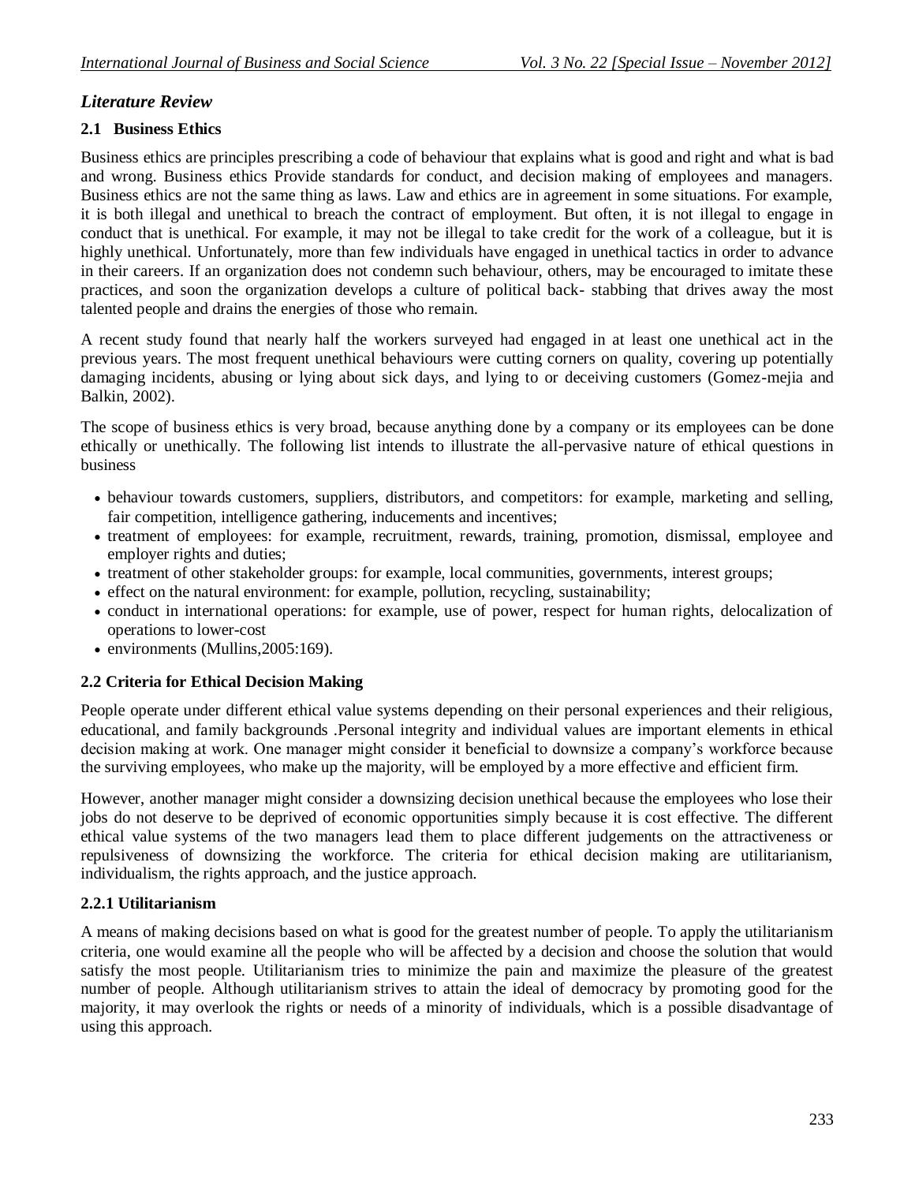## *Literature Review*

### 2.1 Business Ethics

Business ethics are principles prescribing a code of behaviour that explains what is good and right and what is bad and wrong. Business ethics Provide standards for conduct, and decision making of employees and managers. Business ethics are not the same thing as laws. Law and ethics are in agreement in some situations. For example, it is both illegal and unethical to breach the contract of employment. But often, it is not illegal to engage in conduct that is unethical. For example, it may not be illegal to take credit for the work of a colleague, but it is highly unethical. Unfortunately, more than few individuals have engaged in unethical tactics in order to advance in their careers. If an organization does not condemn such behaviour, others, may be encouraged to imitate these practices, and soon the organization develops a culture of political back- stabbing that drives away the most talented people and drains the energies of those who remain.

A recent study found that nearly half the workers surveyed had engaged in at least one unethical act in the previous years. The most frequent unethical behaviours were cutting corners on quality, covering up potentially damaging incidents, abusing or lying about sick days, and lying to or deceiving customers (Gomez-mejia and Balkin, 2002).

The scope of business ethics is very broad, because anything done by a company or its employees can be done ethically or unethically. The following list intends to illustrate the all-pervasive nature of ethical questions in business

- behaviour towards customers, suppliers, distributors, and competitors: for example, marketing and selling, fair competition, intelligence gathering, inducements and incentives;
- treatment of employees: for example, recruitment, rewards, training, promotion, dismissal, employee and employer rights and duties;
- treatment of other stakeholder groups: for example, local communities, governments, interest groups;
- effect on the natural environment: for example, pollution, recycling, sustainability;
- conduct in international operations: for example, use of power, respect for human rights, delocalization of operations to lower-cost
- environments (Mullins,2005:169).

### 2.2 Criteria for Ethical Decision Making

People operate under different ethical value systems depending on their personal experiences and their religious, educational, and family backgrounds .Personal integrity and individual values are important elements in ethical decision making at work. One manager might consider it beneficial to downsize a company's workforce because the surviving employees, who make up the majority, will be employed by a more effective and efficient firm.

However, another manager might consider a downsizing decision unethical because the employees who lose their jobs do not deserve to be deprived of economic opportunities simply because it is cost effective. The different ethical value systems of the two managers lead them to place different judgements on the attractiveness or repulsiveness of downsizing the workforce. The criteria for ethical decision making are utilitarianism, individualism, the rights approach, and the justice approach.

#### 2.2.1 Utilitarianism

A means of making decisions based on what is good for the greatest number of people. To apply the utilitarianism criteria, one would examine all the people who will be affected by a decision and choose the solution that would satisfy the most people. Utilitarianism tries to minimize the pain and maximize the pleasure of the greatest number of people. Although utilitarianism strives to attain the ideal of democracy by promoting good for the majority, it may overlook the rights or needs of a minority of individuals, which is a possible disadvantage of using this approach.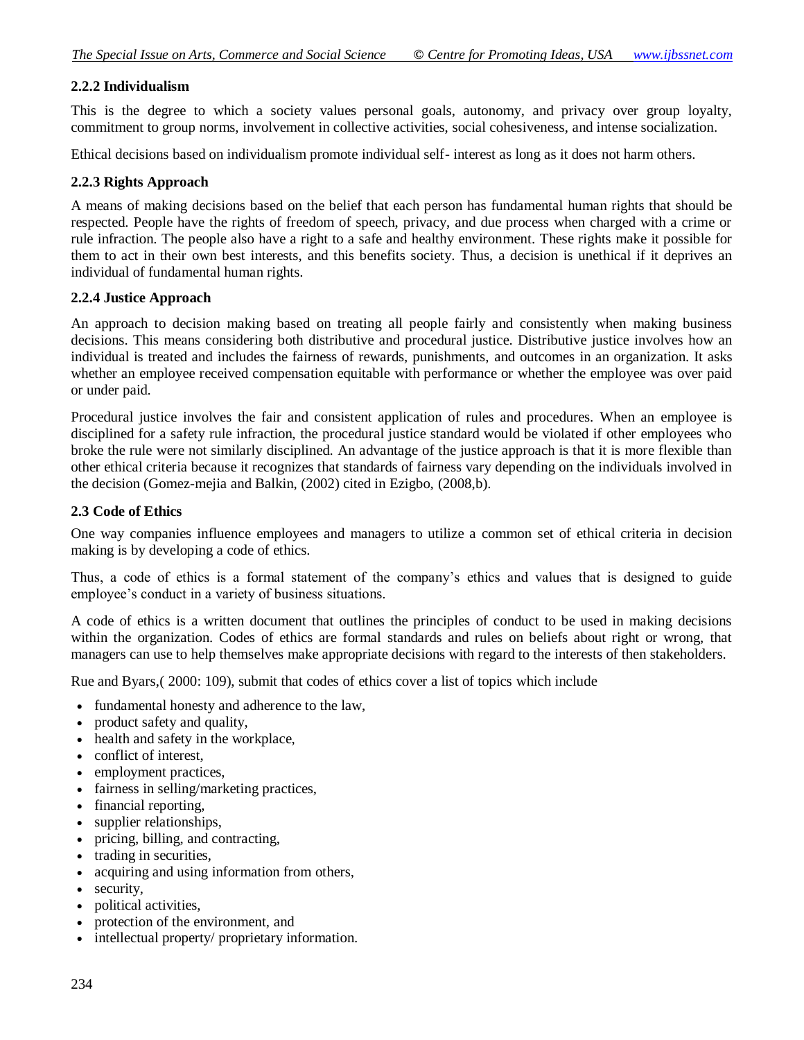### 2.2.2 Individualism

This is the degree to which a society values personal goals, autonomy, and privacy over group loyalty, commitment to group norms, involvement in collective activities, social cohesiveness, and intense socialization.

Ethical decisions based on individualism promote individual self- interest as long as it does not harm others.

### 2.2.3 Rights Approach

A means of making decisions based on the belief that each person has fundamental human rights that should be respected. People have the rights of freedom of speech, privacy, and due process when charged with a crime or rule infraction. The people also have a right to a safe and healthy environment. These rights make it possible for them to act in their own best interests, and this benefits society. Thus, a decision is unethical if it deprives an individual of fundamental human rights.

### 2.2.4 Justice Approach

An approach to decision making based on treating all people fairly and consistently when making business decisions. This means considering both distributive and procedural justice. Distributive justice involves how an individual is treated and includes the fairness of rewards, punishments, and outcomes in an organization. It asks whether an employee received compensation equitable with performance or whether the employee was over paid or under paid.

Procedural justice involves the fair and consistent application of rules and procedures. When an employee is disciplined for a safety rule infraction, the procedural justice standard would be violated if other employees who broke the rule were not similarly disciplined. An advantage of the justice approach is that it is more flexible than other ethical criteria because it recognizes that standards of fairness vary depending on the individuals involved in the decision (Gomez-mejia and Balkin, (2002) cited in Ezigbo, (2008,b).

## 2.3 Code of Ethics

One way companies influence employees and managers to utilize a common set of ethical criteria in decision making is by developing a code of ethics.

Thus, a code of ethics is a formal statement of the company's ethics and values that is designed to guide employee's conduct in a variety of business situations.

A code of ethics is a written document that outlines the principles of conduct to be used in making decisions within the organization. Codes of ethics are formal standards and rules on beliefs about right or wrong, that managers can use to help themselves make appropriate decisions with regard to the interests of then stakeholders.

Rue and Byars,( 2000: 109), submit that codes of ethics cover a list of topics which include

- fundamental honesty and adherence to the law,
- product safety and quality,
- health and safety in the workplace,
- conflict of interest,
- employment practices,
- fairness in selling/marketing practices,
- financial reporting,
- supplier relationships,
- pricing, billing, and contracting,
- trading in securities,
- acquiring and using information from others,
- security,
- political activities,
- protection of the environment, and
- intellectual property/ proprietary information.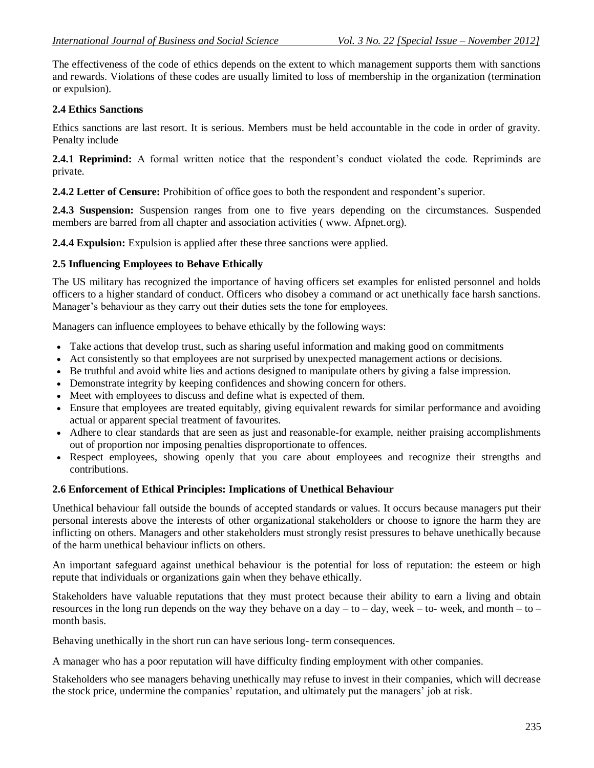The effectiveness of the code of ethics depends on the extent to which management supports them with sanctions and rewards. Violations of these codes are usually limited to loss of membership in the organization (termination or expulsion).

### 2.4 Ethics Sanctions

Ethics sanctions are last resort. It is serious. Members must be held accountable in the code in order of gravity. Penalty include

**2.4.1 Reprimind:** A formal written notice that the respondent's conduct violated the code. Repriminds are private.

**2.4.2 Letter of Censure:** Prohibition of office goes to both the respondent and respondent's superior.

**2.4.3 Suspension:** Suspension ranges from one to five years depending on the circumstances. Suspended members are barred from all chapter and association activities ( www. Afpnet.org).

**2.4.4 Expulsion:** Expulsion is applied after these three sanctions were applied.

### 2.5 Influencing Employees to Behave Ethically

The US military has recognized the importance of having officers set examples for enlisted personnel and holds officers to a higher standard of conduct. Officers who disobey a command or act unethically face harsh sanctions. Manager's behaviour as they carry out their duties sets the tone for employees.

Managers can influence employees to behave ethically by the following ways:

- Take actions that develop trust, such as sharing useful information and making good on commitments
- Act consistently so that employees are not surprised by unexpected management actions or decisions.
- Be truthful and avoid white lies and actions designed to manipulate others by giving a false impression.
- Demonstrate integrity by keeping confidences and showing concern for others.
- Meet with employees to discuss and define what is expected of them.
- Ensure that employees are treated equitably, giving equivalent rewards for similar performance and avoiding actual or apparent special treatment of favourites.
- Adhere to clear standards that are seen as just and reasonable-for example, neither praising accomplishments out of proportion nor imposing penalties disproportionate to offences.
- Respect employees, showing openly that you care about employees and recognize their strengths and contributions.

### 2.6 Enforcement of Ethical Principles: Implications of Unethical Behaviour

Unethical behaviour fall outside the bounds of accepted standards or values. It occurs because managers put their personal interests above the interests of other organizational stakeholders or choose to ignore the harm they are inflicting on others. Managers and other stakeholders must strongly resist pressures to behave unethically because of the harm unethical behaviour inflicts on others.

An important safeguard against unethical behaviour is the potential for loss of reputation: the esteem or high repute that individuals or organizations gain when they behave ethically.

Stakeholders have valuable reputations that they must protect because their ability to earn a living and obtain resources in the long run depends on the way they behave on a day – to – day, week – to- week, and month – to – month basis.

Behaving unethically in the short run can have serious long- term consequences.

A manager who has a poor reputation will have difficulty finding employment with other companies.

Stakeholders who see managers behaving unethically may refuse to invest in their companies, which will decrease the stock price, undermine the companies' reputation, and ultimately put the managers' job at risk.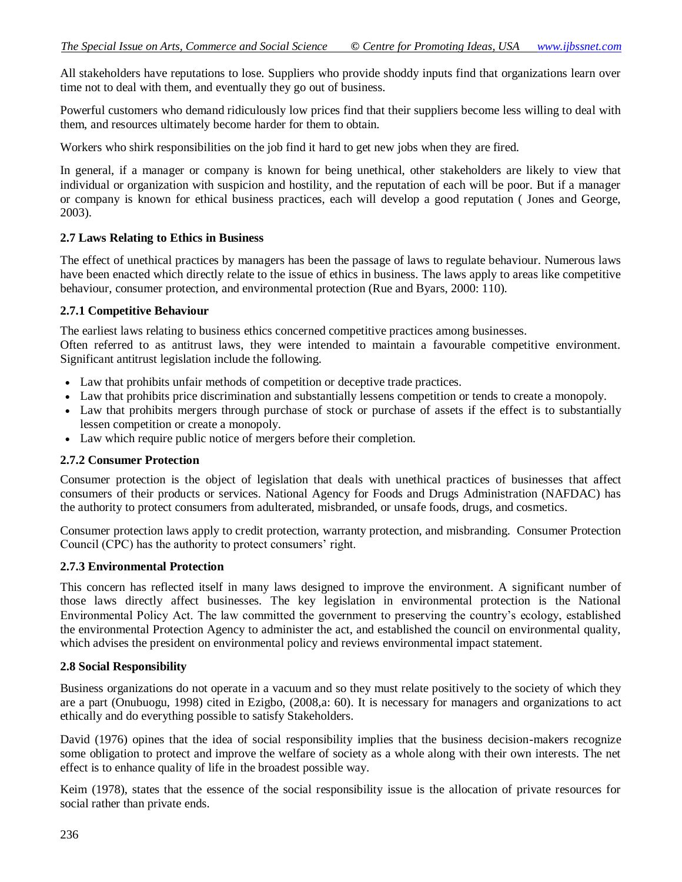All stakeholders have reputations to lose. Suppliers who provide shoddy inputs find that organizations learn over time not to deal with them, and eventually they go out of business.

Powerful customers who demand ridiculously low prices find that their suppliers become less willing to deal with them, and resources ultimately become harder for them to obtain.

Workers who shirk responsibilities on the job find it hard to get new jobs when they are fired.

In general, if a manager or company is known for being unethical, other stakeholders are likely to view that individual or organization with suspicion and hostility, and the reputation of each will be poor. But if a manager or company is known for ethical business practices, each will develop a good reputation ( Jones and George, 2003).

### 2.7 Laws Relating to Ethics in Business

The effect of unethical practices by managers has been the passage of laws to regulate behaviour. Numerous laws have been enacted which directly relate to the issue of ethics in business. The laws apply to areas like competitive behaviour, consumer protection, and environmental protection (Rue and Byars, 2000: 110).

#### 2.7.1 Competitive Behaviour

The earliest laws relating to business ethics concerned competitive practices among businesses.
Often referred to as antitrust laws, they were intended to maintain a favourable competitive environment. Significant antitrust legislation include the following.

- Law that prohibits unfair methods of competition or deceptive trade practices.
- Law that prohibits price discrimination and substantially lessens competition or tends to create a monopoly.
- Law that prohibits mergers through purchase of stock or purchase of assets if the effect is to substantially lessen competition or create a monopoly.
- Law which require public notice of mergers before their completion.

#### 2.7.2 Consumer Protection

Consumer protection is the object of legislation that deals with unethical practices of businesses that affect consumers of their products or services. National Agency for Foods and Drugs Administration (NAFDAC) has the authority to protect consumers from adulterated, misbranded, or unsafe foods, drugs, and cosmetics.

Consumer protection laws apply to credit protection, warranty protection, and misbranding. Consumer Protection Council (CPC) has the authority to protect consumers' right.

#### 2.7.3 Environmental Protection

This concern has reflected itself in many laws designed to improve the environment. A significant number of those laws directly affect businesses. The key legislation in environmental protection is the National Environmental Policy Act. The law committed the government to preserving the country's ecology, established the environmental Protection Agency to administer the act, and established the council on environmental quality, which advises the president on environmental policy and reviews environmental impact statement.

### 2.8 Social Responsibility

Business organizations do not operate in a vacuum and so they must relate positively to the society of which they are a part (Onubuogu, 1998) cited in Ezigbo, (2008,a: 60). It is necessary for managers and organizations to act ethically and do everything possible to satisfy Stakeholders.

David (1976) opines that the idea of social responsibility implies that the business decision-makers recognize some obligation to protect and improve the welfare of society as a whole along with their own interests. The net effect is to enhance quality of life in the broadest possible way.

Keim (1978), states that the essence of the social responsibility issue is the allocation of private resources for social rather than private ends.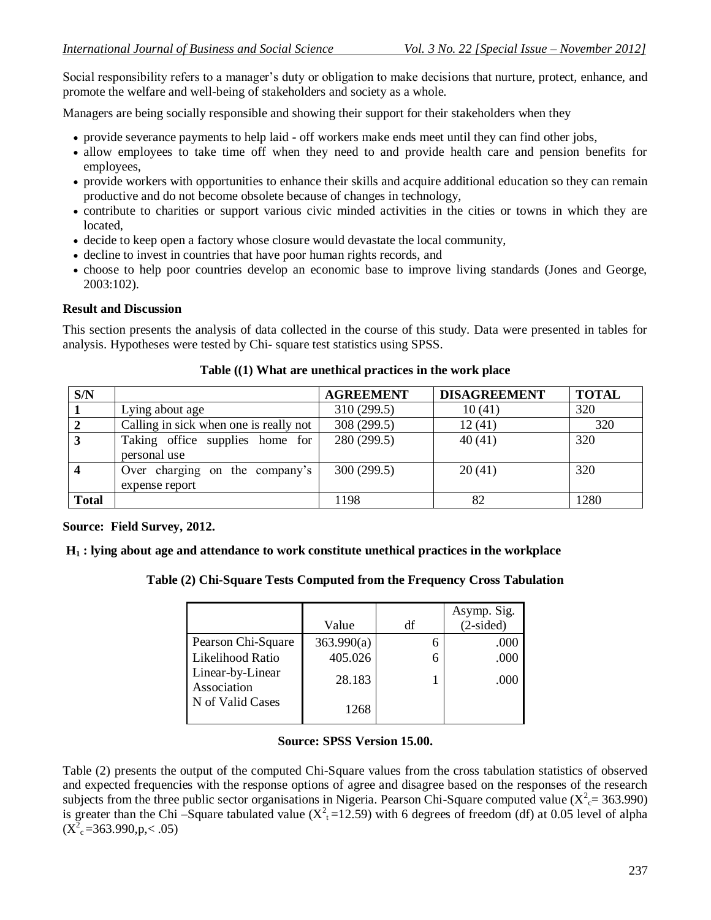Social responsibility refers to a manager's duty or obligation to make decisions that nurture, protect, enhance, and promote the welfare and well-being of stakeholders and society as a whole.

Managers are being socially responsible and showing their support for their stakeholders when they

- provide severance payments to help laid - off workers make ends meet until they can find other jobs,
- allow employees to take time off when they need to and provide health care and pension benefits for employees,
- provide workers with opportunities to enhance their skills and acquire additional education so they can remain productive and do not become obsolete because of changes in technology,
- contribute to charities or support various civic minded activities in the cities or towns in which they are located,
- decide to keep open a factory whose closure would devastate the local community,
- decline to invest in countries that have poor human rights records, and
- choose to help poor countries develop an economic base to improve living standards (Jones and George, 2003:102).

**Result and Discussion**

This section presents the analysis of data collected in the course of this study. Data were presented in tables for analysis. Hypotheses were tested by Chi- square test statistics using SPSS.

**Table ((1) What are unethical practices in the work place**

| S/N | | AGREEMENT | DISAGREEMENT | TOTAL |
|---|---|---|---|---|
| 1 | Lying about age | 310 (299.5) | 10 (41) | 320 |
| 2 | Calling in sick when one is really not | 308 (299.5) | 12 (41) | 320 |
| 3 | Taking office supplies home for personal use | 280 (299.5) | 40 (41) | 320 |
| 4 | Over charging on the company's expense report | 300 (299.5) | 20 (41) | 320 |
| Total | | 1198 | 82 | 1280 |

**Source: Field Survey, 2012.**

**$H_1$ : lying about age and attendance to work constitute unethical practices in the workplace**

**Table (2) Chi-Square Tests Computed from the Frequency Cross Tabulation**

| | Value | df | Asymp. Sig. (2-sided) |
|---|---|---|---|
| Pearson Chi-Square | 363.990(a) | 6 | .000 |
| Likelihood Ratio | 405.026 | 6 | .000 |
| Linear-by-Linear Association | 28.183 | 1 | .000 |
| N of Valid Cases | 1268 | | |

**Source: SPSS Version 15.00.**

Table (2) presents the output of the computed Chi-Square values from the cross tabulation statistics of observed and expected frequencies with the response options of agree and disagree based on the responses of the research subjects from the three public sector organisations in Nigeria. Pearson Chi-Square computed value ($X^2_c$= 363.990) is greater than the Chi –Square tabulated value ($X^2_t$ =12.59) with 6 degrees of freedom (df) at 0.05 level of alpha ($X^2_c$ =363.990,p,< .05)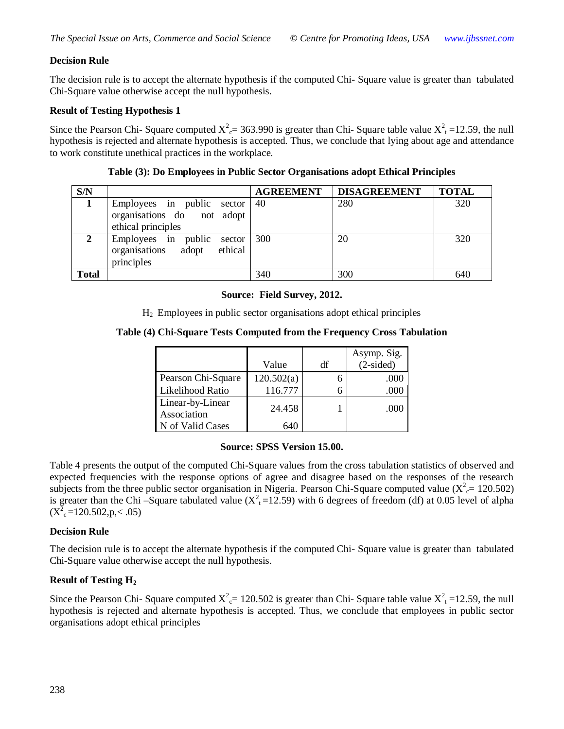### Decision Rule

The decision rule is to accept the alternate hypothesis if the computed Chi- Square value is greater than tabulated Chi-Square value otherwise accept the null hypothesis.

### Result of Testing Hypothesis 1

Since the Pearson Chi- Square computed $X^2_c$= 363.990 is greater than Chi- Square table value $X^2_t$ =12.59, the null hypothesis is rejected and alternate hypothesis is accepted. Thus, we conclude that lying about age and attendance to work constitute unethical practices in the workplace.

**Table (3): Do Employees in Public Sector Organisations adopt Ethical Principles**

| S/N | | AGREEMENT | DISAGREEMENT | TOTAL |
|---|---|---|---|---|
| **1** | Employees in public sector organisations do not adopt ethical principles | 40 | 280 | 320 |
| **2** | Employees in public sector organisations adopt ethical principles | 300 | 20 | 320 |
| **Total** | | 340 | 300 | 640 |

**Source: Field Survey, 2012.**

$H_2$ Employees in public sector organisations adopt ethical principles

**Table (4) Chi-Square Tests Computed from the Frequency Cross Tabulation**

| | Value | df | Asymp. Sig. (2-sided) |
|---|---|---|---|
| Pearson Chi-Square | 120.502(a) | 6 | .000 |
| Likelihood Ratio | 116.777 | 6 | .000 |
| Linear-by-Linear Association | 24.458 | 1 | .000 |
| N of Valid Cases | 640 | | |

**Source: SPSS Version 15.00.**

Table 4 presents the output of the computed Chi-Square values from the cross tabulation statistics of observed and expected frequencies with the response options of agree and disagree based on the responses of the research subjects from the three public sector organisation in Nigeria. Pearson Chi-Square computed value ($X^2_c$= 120.502) is greater than the Chi –Square tabulated value ($X^2_t$ =12.59) with 6 degrees of freedom (df) at 0.05 level of alpha ($X^2_c$ =120.502,p,< .05)

### Decision Rule

The decision rule is to accept the alternate hypothesis if the computed Chi- Square value is greater than tabulated Chi-Square value otherwise accept the null hypothesis.

### Result of Testing $H_2$

Since the Pearson Chi- Square computed $X^2_c$= 120.502 is greater than Chi- Square table value $X^2_t$ =12.59, the null hypothesis is rejected and alternate hypothesis is accepted. Thus, we conclude that employees in public sector organisations adopt ethical principles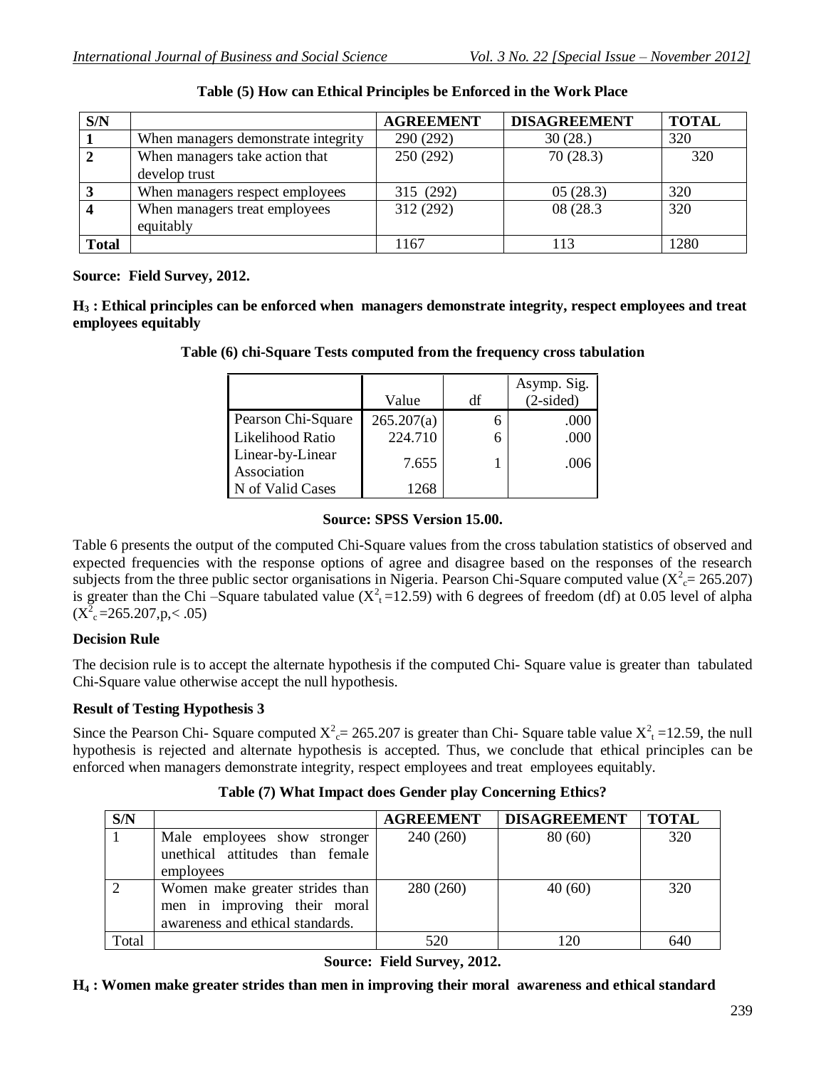**Table (5) How can Ethical Principles be Enforced in the Work Place**

| S/N | | AGREEMENT | DISAGREEMENT | TOTAL |
|---|---|---|---|---|
| **1** | When managers demonstrate integrity | 290 (292) | 30 (28.) | 320 |
| **2** | When managers take action that develop trust | 250 (292) | 70 (28.3) | 320 |
| **3** | When managers respect employees | 315 (292) | 05 (28.3) | 320 |
| **4** | When managers treat employees equitably | 312 (292) | 08 (28.3 | 320 |
| **Total** | | 1167 | 113 | 1280 |

**Source: Field Survey, 2012.**

**$H_3$ : Ethical principles can be enforced when managers demonstrate integrity, respect employees and treat employees equitably**

**Table (6) chi-Square Tests computed from the frequency cross tabulation**

| | Value | df | Asymp. Sig. (2-sided) |
|---|---|---|---|
| Pearson Chi-Square | 265.207(a) | 6 | .000 |
| Likelihood Ratio | 224.710 | 6 | .000 |
| Linear-by-Linear Association | 7.655 | 1 | .006 |
| N of Valid Cases | 1268 | | |

**Source: SPSS Version 15.00.**

Table 6 presents the output of the computed Chi-Square values from the cross tabulation statistics of observed and expected frequencies with the response options of agree and disagree based on the responses of the research subjects from the three public sector organisations in Nigeria. Pearson Chi-Square computed value ($X^2_c$= 265.207) is greater than the Chi –Square tabulated value ($X^2_t$ =12.59) with 6 degrees of freedom (df) at 0.05 level of alpha ($X^2_c$ =265.207,p,< .05)

**Decision Rule**

The decision rule is to accept the alternate hypothesis if the computed Chi- Square value is greater than tabulated Chi-Square value otherwise accept the null hypothesis.

**Result of Testing Hypothesis 3**

Since the Pearson Chi- Square computed $X^2_c$= 265.207 is greater than Chi- Square table value $X^2_t$ =12.59, the null hypothesis is rejected and alternate hypothesis is accepted. Thus, we conclude that ethical principles can be enforced when managers demonstrate integrity, respect employees and treat employees equitably.

**Table (7) What Impact does Gender play Concerning Ethics?**

| S/N | | AGREEMENT | DISAGREEMENT | TOTAL |
|---|---|---|---|---|
| 1 | Male employees show stronger unethical attitudes than female employees | 240 (260) | 80 (60) | 320 |
| 2 | Women make greater strides than men in improving their moral awareness and ethical standards. | 280 (260) | 40 (60) | 320 |
| Total | | 520 | 120 | 640 |

**Source: Field Survey, 2012.**

**$H_4$ : Women make greater strides than men in improving their moral awareness and ethical standard**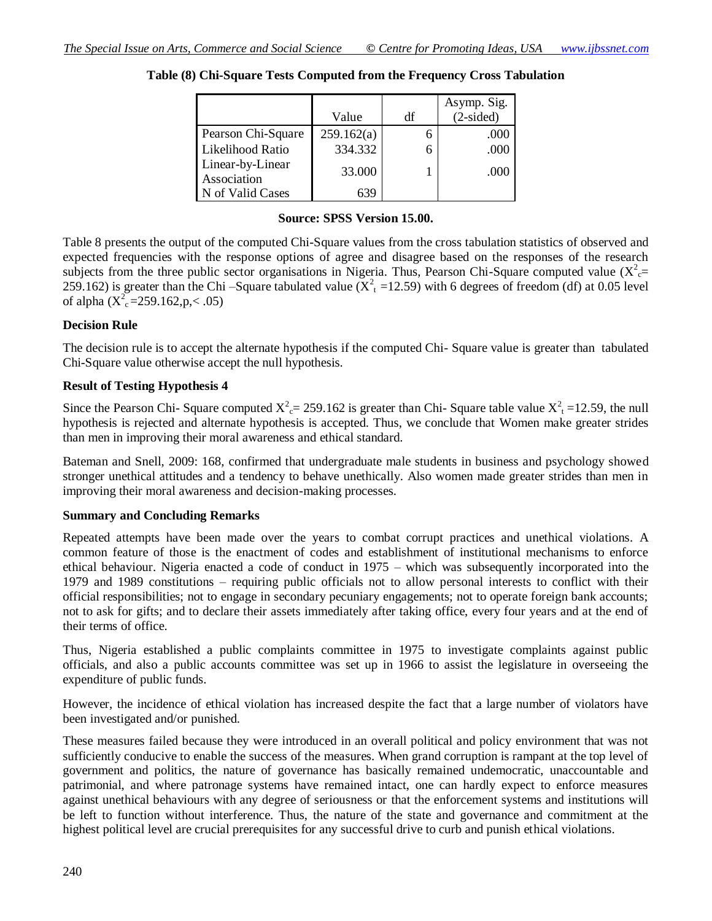**Table (8) Chi-Square Tests Computed from the Frequency Cross Tabulation**

| | Value | df | Asymp. Sig. (2-sided) |
|---|---|---|---|
| Pearson Chi-Square | 259.162(a) | 6 | .000 |
| Likelihood Ratio | 334.332 | 6 | .000 |
| Linear-by-Linear Association | 33.000 | 1 | .000 |
| N of Valid Cases | 639 | | |

**Source: SPSS Version 15.00.**

Table 8 presents the output of the computed Chi-Square values from the cross tabulation statistics of observed and expected frequencies with the response options of agree and disagree based on the responses of the research subjects from the three public sector organisations in Nigeria. Thus, Pearson Chi-Square computed value ($X^2_c$= 259.162) is greater than the Chi –Square tabulated value ($X^2_t$ =12.59) with 6 degrees of freedom (df) at 0.05 level of alpha ($X^2_c$=259.162,p,< .05)

### Decision Rule

The decision rule is to accept the alternate hypothesis if the computed Chi- Square value is greater than tabulated Chi-Square value otherwise accept the null hypothesis.

### Result of Testing Hypothesis 4

Since the Pearson Chi- Square computed $X^2_c$= 259.162 is greater than Chi- Square table value $X^2_t$ =12.59, the null hypothesis is rejected and alternate hypothesis is accepted. Thus, we conclude that Women make greater strides than men in improving their moral awareness and ethical standard.

Bateman and Snell, 2009: 168, confirmed that undergraduate male students in business and psychology showed stronger unethical attitudes and a tendency to behave unethically. Also women made greater strides than men in improving their moral awareness and decision-making processes.

### Summary and Concluding Remarks

Repeated attempts have been made over the years to combat corrupt practices and unethical violations. A common feature of those is the enactment of codes and establishment of institutional mechanisms to enforce ethical behaviour. Nigeria enacted a code of conduct in 1975 – which was subsequently incorporated into the 1979 and 1989 constitutions – requiring public officials not to allow personal interests to conflict with their official responsibilities; not to engage in secondary pecuniary engagements; not to operate foreign bank accounts; not to ask for gifts; and to declare their assets immediately after taking office, every four years and at the end of their terms of office.

Thus, Nigeria established a public complaints committee in 1975 to investigate complaints against public officials, and also a public accounts committee was set up in 1966 to assist the legislature in overseeing the expenditure of public funds.

However, the incidence of ethical violation has increased despite the fact that a large number of violators have been investigated and/or punished.

These measures failed because they were introduced in an overall political and policy environment that was not sufficiently conducive to enable the success of the measures. When grand corruption is rampant at the top level of government and politics, the nature of governance has basically remained undemocratic, unaccountable and patrimonial, and where patronage systems have remained intact, one can hardly expect to enforce measures against unethical behaviours with any degree of seriousness or that the enforcement systems and institutions will be left to function without interference. Thus, the nature of the state and governance and commitment at the highest political level are crucial prerequisites for any successful drive to curb and punish ethical violations.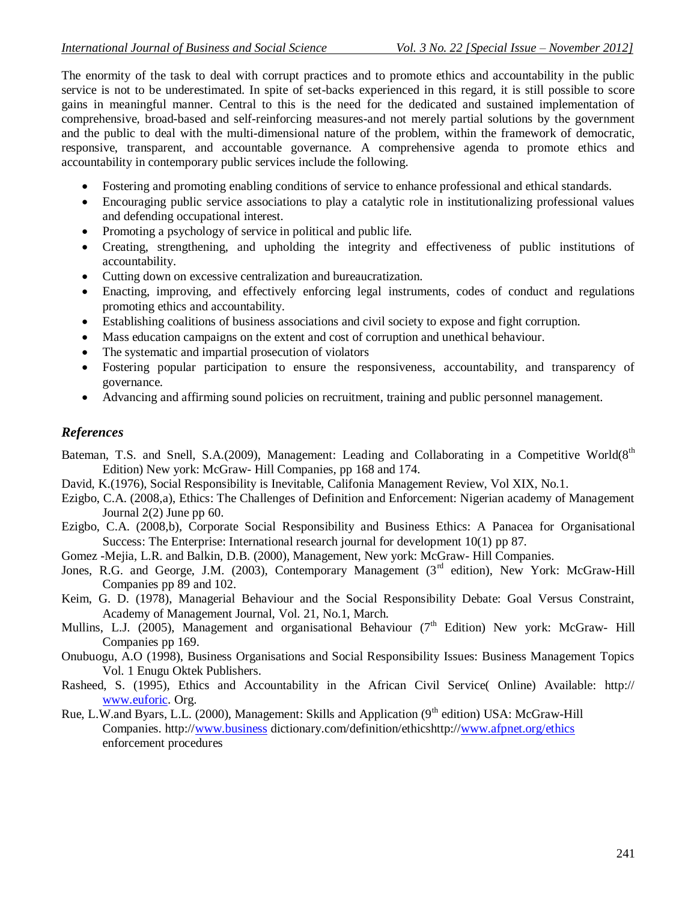The enormity of the task to deal with corrupt practices and to promote ethics and accountability in the public service is not to be underestimated. In spite of set-backs experienced in this regard, it is still possible to score gains in meaningful manner. Central to this is the need for the dedicated and sustained implementation of comprehensive, broad-based and self-reinforcing measures-and not merely partial solutions by the government and the public to deal with the multi-dimensional nature of the problem, within the framework of democratic, responsive, transparent, and accountable governance. A comprehensive agenda to promote ethics and accountability in contemporary public services include the following.

- Fostering and promoting enabling conditions of service to enhance professional and ethical standards.
- Encouraging public service associations to play a catalytic role in institutionalizing professional values and defending occupational interest.
- Promoting a psychology of service in political and public life.
- Creating, strengthening, and upholding the integrity and effectiveness of public institutions of accountability.
- Cutting down on excessive centralization and bureaucratization.
- Enacting, improving, and effectively enforcing legal instruments, codes of conduct and regulations promoting ethics and accountability.
- Establishing coalitions of business associations and civil society to expose and fight corruption.
- Mass education campaigns on the extent and cost of corruption and unethical behaviour.
- The systematic and impartial prosecution of violators
- Fostering popular participation to ensure the responsiveness, accountability, and transparency of governance.
- Advancing and affirming sound policies on recruitment, training and public personnel management.

## *References*

Bateman, T.S. and Snell, S.A.(2009), Management: Leading and Collaborating in a Competitive World(8th Edition) New york: McGraw- Hill Companies, pp 168 and 174.

David, K.(1976), Social Responsibility is Inevitable, Califonia Management Review, Vol XIX, No.1.

Ezigbo, C.A. (2008,a), Ethics: The Challenges of Definition and Enforcement: Nigerian academy of Management Journal 2(2) June pp 60.

Ezigbo, C.A. (2008,b), Corporate Social Responsibility and Business Ethics: A Panacea for Organisational Success: The Enterprise: International research journal for development 10(1) pp 87.

Gomez -Mejia, L.R. and Balkin, D.B. (2000), Management, New york: McGraw- Hill Companies.

Jones, R.G. and George, J.M. (2003), Contemporary Management (3rd edition), New York: McGraw-Hill Companies pp 89 and 102.

Keim, G. D. (1978), Managerial Behaviour and the Social Responsibility Debate: Goal Versus Constraint, Academy of Management Journal, Vol. 21, No.1, March.

Mullins, L.J. (2005), Management and organisational Behaviour (7th Edition) New york: McGraw- Hill Companies pp 169.

Onubuogu, A.O (1998), Business Organisations and Social Responsibility Issues: Business Management Topics Vol. 1 Enugu Oktek Publishers.

Rasheed, S. (1995), Ethics and Accountability in the African Civil Service( Online) Available: http:// www.euforic. Org.

Rue, L.W.and Byars, L.L. (2000), Management: Skills and Application (9th edition) USA: McGraw-Hill Companies. http://www.business dictionary.com/definition/ethicshttp://www.afpnet.org/ethics enforcement procedures